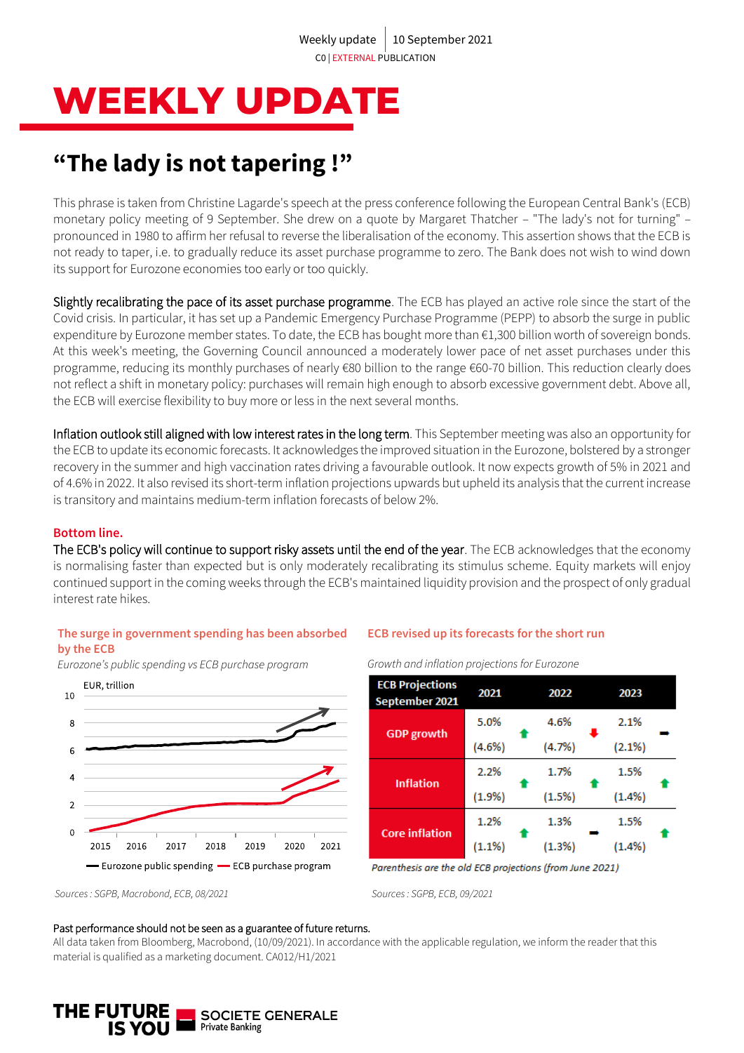Weekly update | 10 September 2021

C0 | EXTERNAL PUBLICATION

# WEEKLY UPDATE

## "The lady is not tapering !"

This phrase is taken from Christine Lagarde's speech at the press conference following the European Central Bank's (ECB) monetary policy meeting of 9 September. She drew on a quote by Margaret Thatcher – "The lady's not for turning" – pronounced in 1980 to affirm her refusal to reverse the liberalisation of the economy. This assertion shows that the ECB is not ready to taper, i.e. to gradually reduce its asset purchase programme to zero. The Bank does not wish to wind down its support for Eurozone economies too early or too quickly.

Slightly recalibrating the pace of its asset purchase programme. The ECB has played an active role since the start of the Covid crisis. In particular, it has set up a Pandemic Emergency Purchase Programme (PEPP) to absorb the surge in public expenditure by Eurozone member states. To date, the ECB has bought more than €1,300 billion worth of sovereign bonds. At this week's meeting, the Governing Council announced a moderately lower pace of net asset purchases under this programme, reducing its monthly purchases of nearly €80 billion to the range €60-70 billion. This reduction clearly does not reflect a shift in monetary policy: purchases will remain high enough to absorb excessive government debt. Above all, the ECB will exercise flexibility to buy more or less in the next several months.

Inflation outlook still aligned with low interest rates in the long term. This September meeting was also an opportunity for the ECB to update its economic forecasts. It acknowledges the improved situation in the Eurozone, bolstered by a stronger recovery in the summer and high vaccination rates driving a favourable outlook. It now expects growth of 5% in 2021 and of 4.6% in 2022. It also revised its short-term inflation projections upwards but upheld its analysis that the current increase is transitory and maintains medium-term inflation forecasts of below 2%.

**Bottom line.**

The ECB's policy will continue to support risky assets until the end of the year. The ECB acknowledges that the economy is normalising faster than expected but is only moderately recalibrating its stimulus scheme. Equity markets will enjoy continued support in the coming weeks through the ECB's maintained liquidity provision and the prospect of only gradual interest rate hikes.

**The surge in government spending has been absorbed by the ECB**

*Eurozone's public spending vs ECB purchase program*

EUR, trillion — Eurozone public spending; ECB purchase program (2015–2021)

*Sources : SGPB, Macrobond, ECB, 08/2021*

**ECB revised up its forecasts for the short run**

*Growth and inflation projections for Eurozone*

| ECB Projections September 2021 | 2021 | 2022 | 2023 |
|---|---|---|---|
| GDP growth | 5.0% (4.6%) ↑ | 4.6% (4.7%) ↓ | 2.1% (2.1%) → |
| Inflation | 2.2% (1.9%) ↑ | 1.7% (1.5%) ↑ | 1.5% (1.4%) ↑ |
| Core inflation | 1.2% (1.1%) ↑ | 1.3% (1.3%) → | 1.5% (1.4%) ↑ |

*Parenthesis are the old ECB projections (from June 2021)*

*Sources : SGPB, ECB, 09/2021*

Past performance should not be seen as a guarantee of future returns.

All data taken from Bloomberg, Macrobond, (10/09/2021). In accordance with the applicable regulation, we inform the reader that this material is qualified as a marketing document. CA012/H1/2021

THE FUTURE IS YOU — SOCIETE GENERALE Private Banking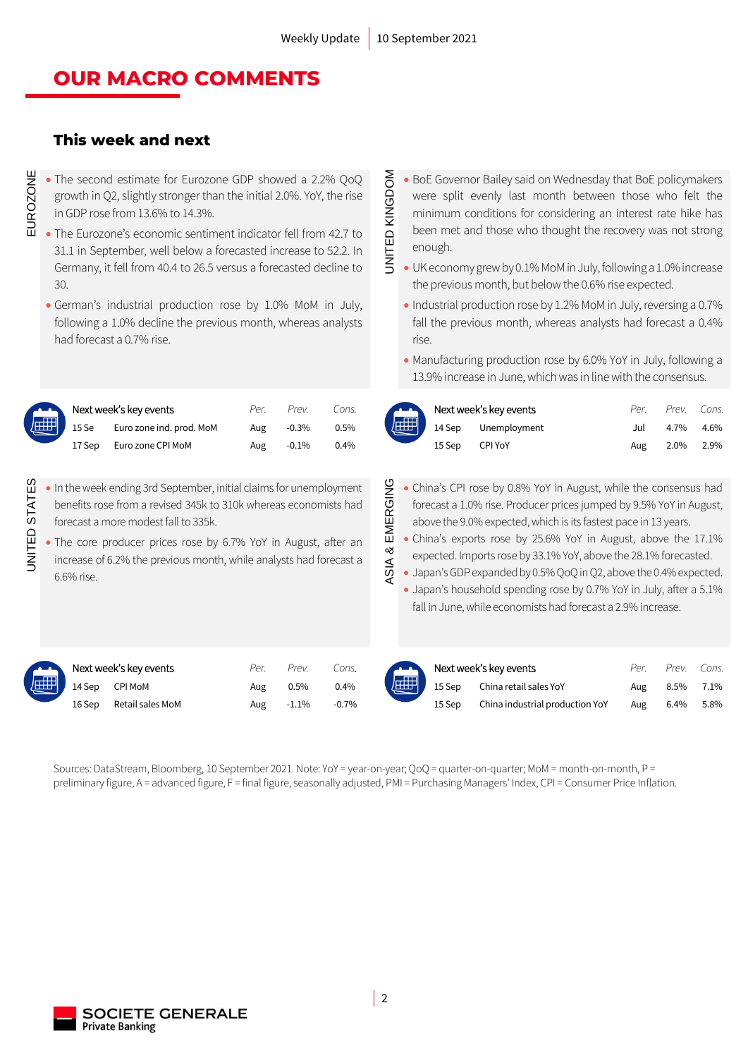# OUR MACRO COMMENTS

## This week and next

### EUROZONE

- The second estimate for Eurozone GDP showed a 2.2% QoQ growth in Q2, slightly stronger than the initial 2.0%. YoY, the rise in GDP rose from 13.6% to 14.3%.
- The Eurozone's economic sentiment indicator fell from 42.7 to 31.1 in September, well below a forecasted increase to 52.2. In Germany, it fell from 40.4 to 26.5 versus a forecasted decline to 30.
- German's industrial production rose by 1.0% MoM in July, following a 1.0% decline the previous month, whereas analysts had forecast a 0.7% rise.

| Next week's key events | | Per. | Prev. | Cons. |
|---|---|---|---|---|
| 15 Se | Euro zone ind. prod. MoM | Aug | -0.3% | 0.5% |
| 17 Sep | Euro zone CPI MoM | Aug | -0.1% | 0.4% |

### UNITED KINGDOM

- BoE Governor Bailey said on Wednesday that BoE policymakers were split evenly last month between those who felt the minimum conditions for considering an interest rate hike has been met and those who thought the recovery was not strong enough.
- UK economy grew by 0.1% MoM in July, following a 1.0% increase the previous month, but below the 0.6% rise expected.
- Industrial production rose by 1.2% MoM in July, reversing a 0.7% fall the previous month, whereas analysts had forecast a 0.4% rise.
- Manufacturing production rose by 6.0% YoY in July, following a 13.9% increase in June, which was in line with the consensus.

| Next week's key events | | Per. | Prev. | Cons. |
|---|---|---|---|---|
| 14 Sep | Unemployment | Jul | 4.7% | 4.6% |
| 15 Sep | CPI YoY | Aug | 2.0% | 2.9% |

### UNITED STATES

- In the week ending 3rd September, initial claims for unemployment benefits rose from a revised 345k to 310k whereas economists had forecast a more modest fall to 335k.
- The core producer prices rose by 6.7% YoY in August, after an increase of 6.2% the previous month, while analysts had forecast a 6.6% rise.

| Next week's key events | | Per. | Prev. | Cons. |
|---|---|---|---|---|
| 14 Sep | CPI MoM | Aug | 0.5% | 0.4% |
| 16 Sep | Retail sales MoM | Aug | -1.1% | -0.7% |

### ASIA & EMERGING

- China's CPI rose by 0.8% YoY in August, while the consensus had forecast a 1.0% rise. Producer prices jumped by 9.5% YoY in August, above the 9.0% expected, which is its fastest pace in 13 years.
- China's exports rose by 25.6% YoY in August, above the 17.1% expected. Imports rose by 33.1% YoY, above the 28.1% forecasted.
- Japan's GDP expanded by 0.5% QoQ in Q2, above the 0.4% expected.
- Japan's household spending rose by 0.7% YoY in July, after a 5.1% fall in June, while economists had forecast a 2.9% increase.

| Next week's key events | | Per. | Prev. | Cons. |
|---|---|---|---|---|
| 15 Sep | China retail sales YoY | Aug | 8.5% | 7.1% |
| 15 Sep | China industrial production YoY | Aug | 6.4% | 5.8% |

Sources: DataStream, Bloomberg, 10 September 2021. Note: YoY = year-on-year; QoQ = quarter-on-quarter; MoM = month-on-month, P = preliminary figure, A = advanced figure, F = final figure, seasonally adjusted, PMI = Purchasing Managers' Index, CPI = Consumer Price Inflation.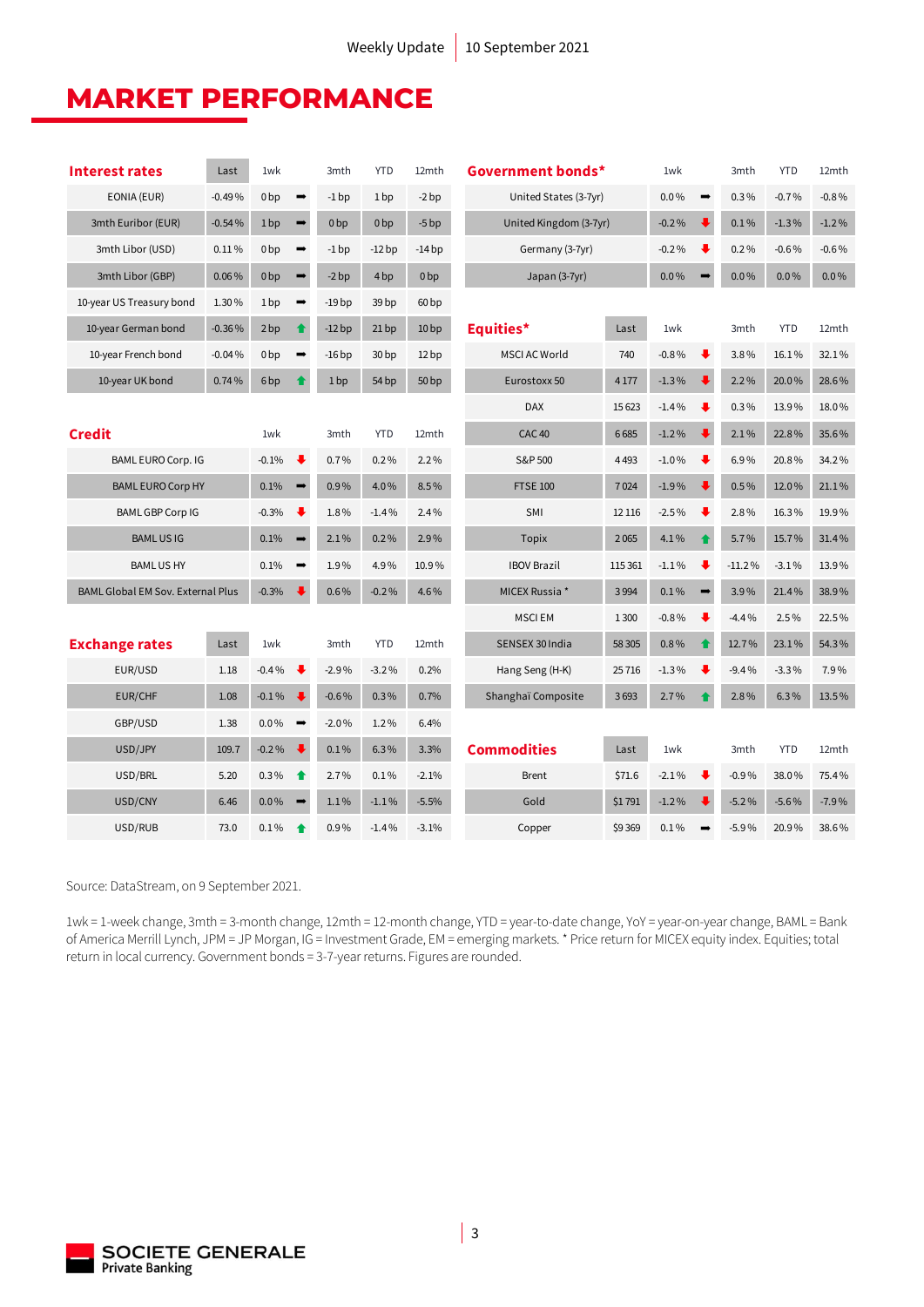# MARKET PERFORMANCE

| Interest rates | Last | 1wk | | 3mth | YTD | 12mth |
|---|---|---|---|---|---|---|
| EONIA (EUR) | -0.49% | 0 bp | ➡ | -1 bp | 1 bp | -2 bp |
| 3mth Euribor (EUR) | -0.54% | 1 bp | ➡ | 0 bp | 0 bp | -5 bp |
| 3mth Libor (USD) | 0.11% | 0 bp | ➡ | -1 bp | -12 bp | -14 bp |
| 3mth Libor (GBP) | 0.06% | 0 bp | ➡ | -2 bp | 4 bp | 0 bp |
| 10-year US Treasury bond | 1.30% | 1 bp | ➡ | -19 bp | 39 bp | 60 bp |
| 10-year German bond | -0.36% | 2 bp | ⬆ | -12 bp | 21 bp | 10 bp |
| 10-year French bond | -0.04% | 0 bp | ➡ | -16 bp | 30 bp | 12 bp |
| 10-year UK bond | 0.74% | 6 bp | ⬆ | 1 bp | 54 bp | 50 bp |

| Credit | 1wk | | 3mth | YTD | 12mth |
|---|---|---|---|---|---|
| BAML EURO Corp. IG | -0.1% | ⬇ | 0.7% | 0.2% | 2.2% |
| BAML EURO Corp HY | 0.1% | ➡ | 0.9% | 4.0% | 8.5% |
| BAML GBP Corp IG | -0.3% | ⬇ | 1.8% | -1.4% | 2.4% |
| BAML US IG | 0.1% | ➡ | 2.1% | 0.2% | 2.9% |
| BAML US HY | 0.1% | ➡ | 1.9% | 4.9% | 10.9% |
| BAML Global EM Sov. External Plus | -0.3% | ⬇ | 0.6% | -0.2% | 4.6% |

| Exchange rates | Last | 1wk | | 3mth | YTD | 12mth |
|---|---|---|---|---|---|---|
| EUR/USD | 1.18 | -0.4% | ⬇ | -2.9% | -3.2% | 0.2% |
| EUR/CHF | 1.08 | -0.1% | ⬇ | -0.6% | 0.3% | 0.7% |
| GBP/USD | 1.38 | 0.0% | ➡ | -2.0% | 1.2% | 6.4% |
| USD/JPY | 109.7 | -0.2% | ⬇ | 0.1% | 6.3% | 3.3% |
| USD/BRL | 5.20 | 0.3% | ⬆ | 2.7% | 0.1% | -2.1% |
| USD/CNY | 6.46 | 0.0% | ➡ | 1.1% | -1.1% | -5.5% |
| USD/RUB | 73.0 | 0.1% | ⬆ | 0.9% | -1.4% | -3.1% |

| Government bonds* | 1wk | | 3mth | YTD | 12mth |
|---|---|---|---|---|---|
| United States (3-7yr) | 0.0% | ➡ | 0.3% | -0.7% | -0.8% |
| United Kingdom (3-7yr) | -0.2% | ⬇ | 0.1% | -1.3% | -1.2% |
| Germany (3-7yr) | -0.2% | ⬇ | 0.2% | -0.6% | -0.6% |
| Japan (3-7yr) | 0.0% | ➡ | 0.0% | 0.0% | 0.0% |

| Equities* | Last | 1wk | | 3mth | YTD | 12mth |
|---|---|---|---|---|---|---|
| MSCI AC World | 740 | -0.8% | ⬇ | 3.8% | 16.1% | 32.1% |
| Eurostoxx 50 | 4 177 | -1.3% | ⬇ | 2.2% | 20.0% | 28.6% |
| DAX | 15 623 | -1.4% | ⬇ | 0.3% | 13.9% | 18.0% |
| CAC 40 | 6 685 | -1.2% | ⬇ | 2.1% | 22.8% | 35.6% |
| S&P 500 | 4 493 | -1.0% | ⬇ | 6.9% | 20.8% | 34.2% |
| FTSE 100 | 7 024 | -1.9% | ⬇ | 0.5% | 12.0% | 21.1% |
| SMI | 12 116 | -2.5% | ⬇ | 2.8% | 16.3% | 19.9% |
| Topix | 2 065 | 4.1% | ⬆ | 5.7% | 15.7% | 31.4% |
| IBOV Brazil | 115 361 | -1.1% | ⬇ | -11.2% | -3.1% | 13.9% |
| MICEX Russia * | 3 994 | 0.1% | ➡ | 3.9% | 21.4% | 38.9% |
| MSCI EM | 1 300 | -0.8% | ⬇ | -4.4% | 2.5% | 22.5% |
| SENSEX 30 India | 58 305 | 0.8% | ⬆ | 12.7% | 23.1% | 54.3% |
| Hang Seng (H-K) | 25 716 | -1.3% | ⬇ | -9.4% | -3.3% | 7.9% |
| Shanghaï Composite | 3 693 | 2.7% | ⬆ | 2.8% | 6.3% | 13.5% |

| Commodities | Last | 1wk | | 3mth | YTD | 12mth |
|---|---|---|---|---|---|---|
| Brent | $71.6 | -2.1% | ⬇ | -0.9% | 38.0% | 75.4% |
| Gold | $1 791 | -1.2% | ⬇ | -5.2% | -5.6% | -7.9% |
| Copper | $9 369 | 0.1% | ➡ | -5.9% | 20.9% | 38.6% |

Source: DataStream, on 9 September 2021.

1wk = 1-week change, 3mth = 3-month change, 12mth = 12-month change, YTD = year-to-date change, YoY = year-on-year change, BAML = Bank of America Merrill Lynch, JPM = JP Morgan, IG = Investment Grade, EM = emerging markets. * Price return for MICEX equity index. Equities; total return in local currency. Government bonds = 3-7-year returns. Figures are rounded.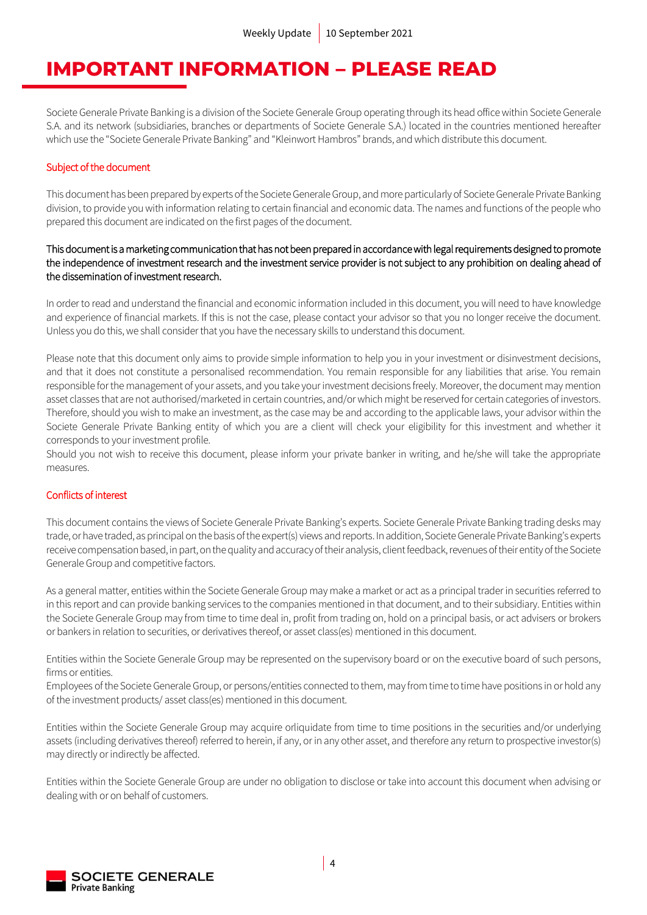# IMPORTANT INFORMATION – PLEASE READ

Societe Generale Private Banking is a division of the Societe Generale Group operating through its head office within Societe Generale S.A. and its network (subsidiaries, branches or departments of Societe Generale S.A.) located in the countries mentioned hereafter which use the "Societe Generale Private Banking" and "Kleinwort Hambros" brands, and which distribute this document.

## Subject of the document

This document has been prepared by experts of the Societe Generale Group, and more particularly of Societe Generale Private Banking division, to provide you with information relating to certain financial and economic data. The names and functions of the people who prepared this document are indicated on the first pages of the document.

This document is a marketing communication that has not been prepared in accordance with legal requirements designed to promote the independence of investment research and the investment service provider is not subject to any prohibition on dealing ahead of the dissemination of investment research.

In order to read and understand the financial and economic information included in this document, you will need to have knowledge and experience of financial markets. If this is not the case, please contact your advisor so that you no longer receive the document. Unless you do this, we shall consider that you have the necessary skills to understand this document.

Please note that this document only aims to provide simple information to help you in your investment or disinvestment decisions, and that it does not constitute a personalised recommendation. You remain responsible for any liabilities that arise. You remain responsible for the management of your assets, and you take your investment decisions freely. Moreover, the document may mention asset classes that are not authorised/marketed in certain countries, and/or which might be reserved for certain categories of investors. Therefore, should you wish to make an investment, as the case may be and according to the applicable laws, your advisor within the Societe Generale Private Banking entity of which you are a client will check your eligibility for this investment and whether it corresponds to your investment profile.
Should you not wish to receive this document, please inform your private banker in writing, and he/she will take the appropriate measures.

## Conflicts of interest

This document contains the views of Societe Generale Private Banking's experts. Societe Generale Private Banking trading desks may trade, or have traded, as principal on the basis of the expert(s) views and reports. In addition, Societe Generale Private Banking's experts receive compensation based, in part, on the quality and accuracy of their analysis, client feedback, revenues of their entity of the Societe Generale Group and competitive factors.

As a general matter, entities within the Societe Generale Group may make a market or act as a principal trader in securities referred to in this report and can provide banking services to the companies mentioned in that document, and to their subsidiary. Entities within the Societe Generale Group may from time to time deal in, profit from trading on, hold on a principal basis, or act advisers or brokers or bankers in relation to securities, or derivatives thereof, or asset class(es) mentioned in this document.

Entities within the Societe Generale Group may be represented on the supervisory board or on the executive board of such persons, firms or entities.
Employees of the Societe Generale Group, or persons/entities connected to them, may from time to time have positions in or hold any of the investment products/ asset class(es) mentioned in this document.

Entities within the Societe Generale Group may acquire orliquidate from time to time positions in the securities and/or underlying assets (including derivatives thereof) referred to herein, if any, or in any other asset, and therefore any return to prospective investor(s) may directly or indirectly be affected.

Entities within the Societe Generale Group are under no obligation to disclose or take into account this document when advising or dealing with or on behalf of customers.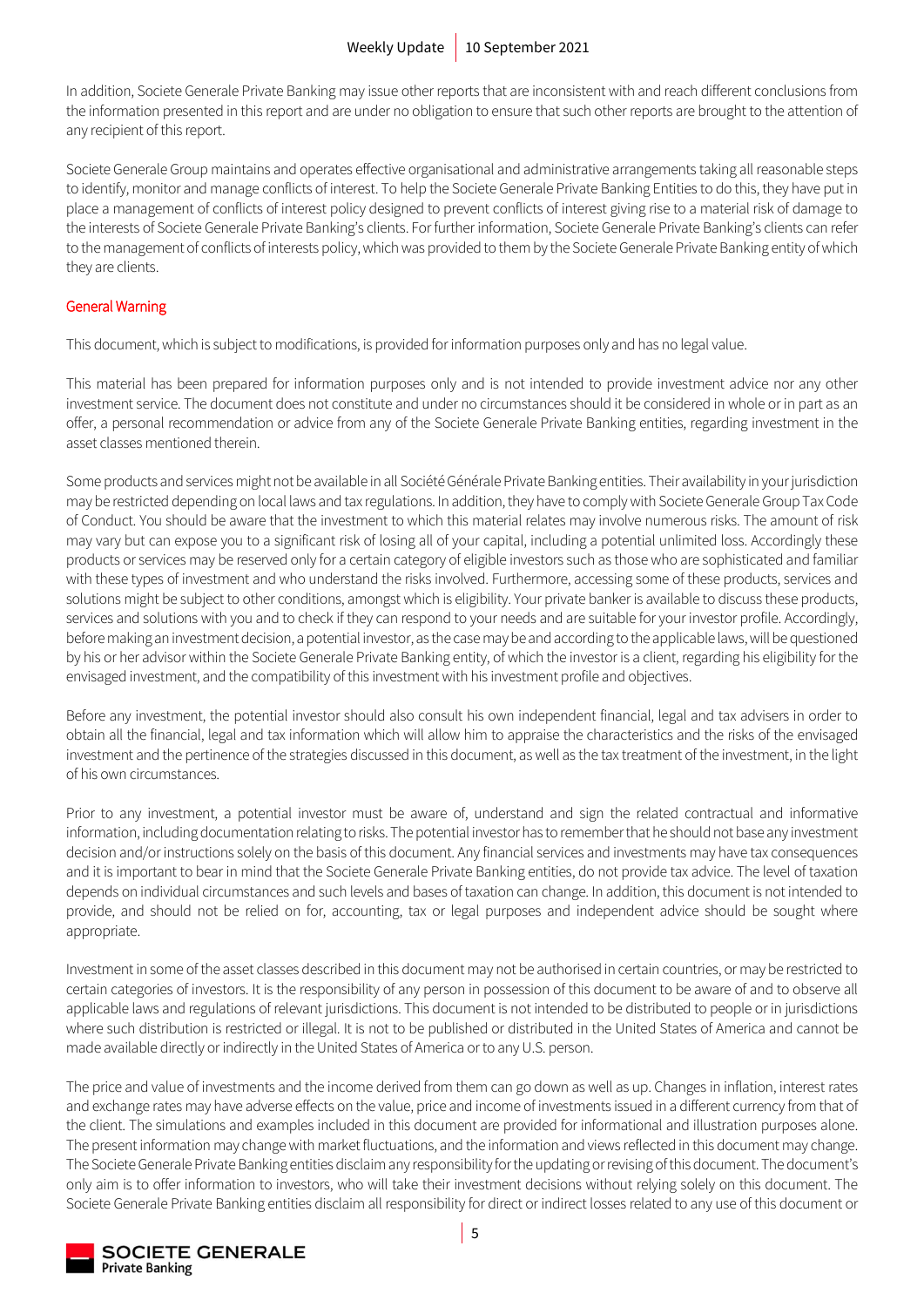In addition, Societe Generale Private Banking may issue other reports that are inconsistent with and reach different conclusions from the information presented in this report and are under no obligation to ensure that such other reports are brought to the attention of any recipient of this report.

Societe Generale Group maintains and operates effective organisational and administrative arrangements taking all reasonable steps to identify, monitor and manage conflicts of interest. To help the Societe Generale Private Banking Entities to do this, they have put in place a management of conflicts of interest policy designed to prevent conflicts of interest giving rise to a material risk of damage to the interests of Societe Generale Private Banking's clients. For further information, Societe Generale Private Banking's clients can refer to the management of conflicts of interests policy, which was provided to them by the Societe Generale Private Banking entity of which they are clients.

## General Warning

This document, which is subject to modifications, is provided for information purposes only and has no legal value.

This material has been prepared for information purposes only and is not intended to provide investment advice nor any other investment service. The document does not constitute and under no circumstances should it be considered in whole or in part as an offer, a personal recommendation or advice from any of the Societe Generale Private Banking entities, regarding investment in the asset classes mentioned therein.

Some products and services might not be available in all Société Générale Private Banking entities. Their availability in your jurisdiction may be restricted depending on local laws and tax regulations. In addition, they have to comply with Societe Generale Group Tax Code of Conduct. You should be aware that the investment to which this material relates may involve numerous risks. The amount of risk may vary but can expose you to a significant risk of losing all of your capital, including a potential unlimited loss. Accordingly these products or services may be reserved only for a certain category of eligible investors such as those who are sophisticated and familiar with these types of investment and who understand the risks involved. Furthermore, accessing some of these products, services and solutions might be subject to other conditions, amongst which is eligibility. Your private banker is available to discuss these products, services and solutions with you and to check if they can respond to your needs and are suitable for your investor profile. Accordingly, before making an investment decision, a potential investor, as the case may be and according to the applicable laws, will be questioned by his or her advisor within the Societe Generale Private Banking entity, of which the investor is a client, regarding his eligibility for the envisaged investment, and the compatibility of this investment with his investment profile and objectives.

Before any investment, the potential investor should also consult his own independent financial, legal and tax advisers in order to obtain all the financial, legal and tax information which will allow him to appraise the characteristics and the risks of the envisaged investment and the pertinence of the strategies discussed in this document, as well as the tax treatment of the investment, in the light of his own circumstances.

Prior to any investment, a potential investor must be aware of, understand and sign the related contractual and informative information, including documentation relating to risks. The potential investor has to remember that he should not base any investment decision and/or instructions solely on the basis of this document. Any financial services and investments may have tax consequences and it is important to bear in mind that the Societe Generale Private Banking entities, do not provide tax advice. The level of taxation depends on individual circumstances and such levels and bases of taxation can change. In addition, this document is not intended to provide, and should not be relied on for, accounting, tax or legal purposes and independent advice should be sought where appropriate.

Investment in some of the asset classes described in this document may not be authorised in certain countries, or may be restricted to certain categories of investors. It is the responsibility of any person in possession of this document to be aware of and to observe all applicable laws and regulations of relevant jurisdictions. This document is not intended to be distributed to people or in jurisdictions where such distribution is restricted or illegal. It is not to be published or distributed in the United States of America and cannot be made available directly or indirectly in the United States of America or to any U.S. person.

The price and value of investments and the income derived from them can go down as well as up. Changes in inflation, interest rates and exchange rates may have adverse effects on the value, price and income of investments issued in a different currency from that of the client. The simulations and examples included in this document are provided for informational and illustration purposes alone. The present information may change with market fluctuations, and the information and views reflected in this document may change. The Societe Generale Private Banking entities disclaim any responsibility for the updating or revising of this document. The document's only aim is to offer information to investors, who will take their investment decisions without relying solely on this document. The Societe Generale Private Banking entities disclaim all responsibility for direct or indirect losses related to any use of this document or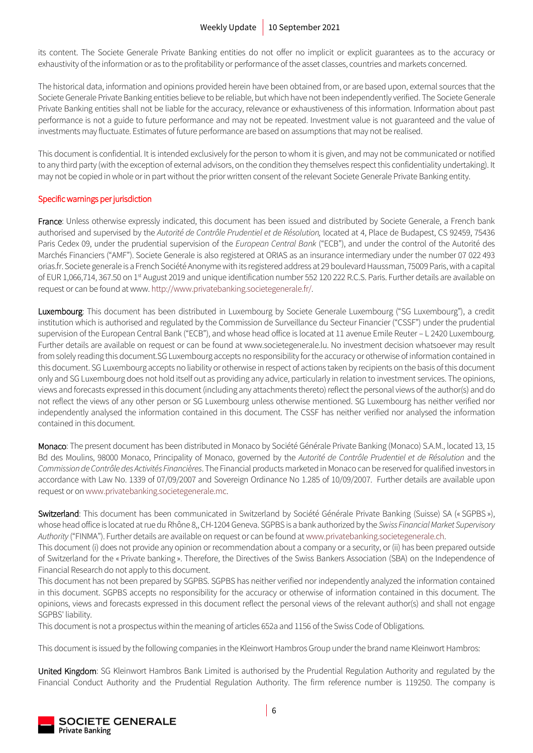its content. The Societe Generale Private Banking entities do not offer no implicit or explicit guarantees as to the accuracy or exhaustivity of the information or as to the profitability or performance of the asset classes, countries and markets concerned.

The historical data, information and opinions provided herein have been obtained from, or are based upon, external sources that the Societe Generale Private Banking entities believe to be reliable, but which have not been independently verified. The Societe Generale Private Banking entities shall not be liable for the accuracy, relevance or exhaustiveness of this information. Information about past performance is not a guide to future performance and may not be repeated. Investment value is not guaranteed and the value of investments may fluctuate. Estimates of future performance are based on assumptions that may not be realised.

This document is confidential. It is intended exclusively for the person to whom it is given, and may not be communicated or notified to any third party (with the exception of external advisors, on the condition they themselves respect this confidentiality undertaking). It may not be copied in whole or in part without the prior written consent of the relevant Societe Generale Private Banking entity.

## Specific warnings per jurisdiction

**France**: Unless otherwise expressly indicated, this document has been issued and distributed by Societe Generale, a French bank authorised and supervised by the *Autorité de Contrôle Prudentiel et de Résolution,* located at 4, Place de Budapest, CS 92459, 75436 Paris Cedex 09, under the prudential supervision of the *European Central Bank* ("ECB"), and under the control of the Autorité des Marchés Financiers ("AMF"). Societe Generale is also registered at ORIAS as an insurance intermediary under the number 07 022 493 orias.fr. Societe generale is a French Société Anonyme with its registered address at 29 boulevard Haussman, 75009 Paris, with a capital of EUR 1,066,714, 367.50 on 1st August 2019 and unique identification number 552 120 222 R.C.S. Paris. Further details are available on request or can be found at www. http://www.privatebanking.societegenerale.fr/.

**Luxembourg**: This document has been distributed in Luxembourg by Societe Generale Luxembourg ("SG Luxembourg"), a credit institution which is authorised and regulated by the Commission de Surveillance du Secteur Financier ("CSSF") under the prudential supervision of the European Central Bank ("ECB"), and whose head office is located at 11 avenue Emile Reuter – L 2420 Luxembourg. Further details are available on request or can be found at www.societegenerale.lu. No investment decision whatsoever may result from solely reading this document.SG Luxembourg accepts no responsibility for the accuracy or otherwise of information contained in this document. SG Luxembourg accepts no liability or otherwise in respect of actions taken by recipients on the basis of this document only and SG Luxembourg does not hold itself out as providing any advice, particularly in relation to investment services. The opinions, views and forecasts expressed in this document (including any attachments thereto) reflect the personal views of the author(s) and do not reflect the views of any other person or SG Luxembourg unless otherwise mentioned. SG Luxembourg has neither verified nor independently analysed the information contained in this document. The CSSF has neither verified nor analysed the information contained in this document.

**Monaco**: The present document has been distributed in Monaco by Société Générale Private Banking (Monaco) S.A.M., located 13, 15 Bd des Moulins, 98000 Monaco, Principality of Monaco, governed by the *Autorité de Contrôle Prudentiel et de Résolution* and the *Commission de Contrôle des Activités Financières*. The Financial products marketed in Monaco can be reserved for qualified investors in accordance with Law No. 1339 of 07/09/2007 and Sovereign Ordinance No 1.285 of 10/09/2007. Further details are available upon request or on www.privatebanking.societegenerale.mc.

**Switzerland**: This document has been communicated in Switzerland by Société Générale Private Banking (Suisse) SA (« SGPBS »), whose head office is located at rue du Rhône 8,, CH-1204 Geneva. SGPBS is a bank authorized by the *Swiss Financial Market Supervisory Authority* ("FINMA"). Further details are available on request or can be found at www.privatebanking.societegenerale.ch.
This document (i) does not provide any opinion or recommendation about a company or a security, or (ii) has been prepared outside of Switzerland for the « Private banking ». Therefore, the Directives of the Swiss Bankers Association (SBA) on the Independence of Financial Research do not apply to this document.
This document has not been prepared by SGPBS. SGPBS has neither verified nor independently analyzed the information contained in this document. SGPBS accepts no responsibility for the accuracy or otherwise of information contained in this document. The opinions, views and forecasts expressed in this document reflect the personal views of the relevant author(s) and shall not engage SGPBS' liability.
This document is not a prospectus within the meaning of articles 652a and 1156 of the Swiss Code of Obligations.

This document is issued by the following companies in the Kleinwort Hambros Group under the brand name Kleinwort Hambros:

**United Kingdom**: SG Kleinwort Hambros Bank Limited is authorised by the Prudential Regulation Authority and regulated by the Financial Conduct Authority and the Prudential Regulation Authority. The firm reference number is 119250. The company is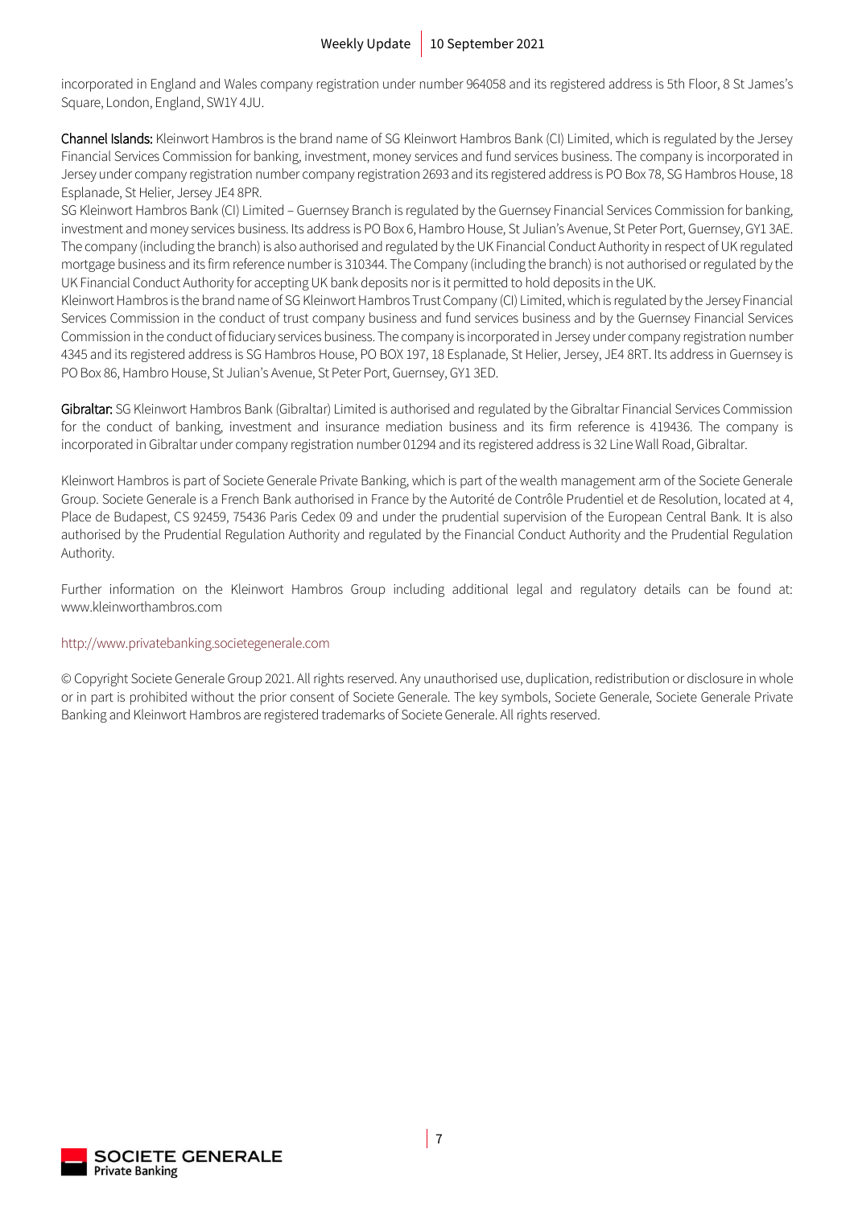incorporated in England and Wales company registration under number 964058 and its registered address is 5th Floor, 8 St James's Square, London, England, SW1Y 4JU.

**Channel Islands:** Kleinwort Hambros is the brand name of SG Kleinwort Hambros Bank (CI) Limited, which is regulated by the Jersey Financial Services Commission for banking, investment, money services and fund services business. The company is incorporated in Jersey under company registration number company registration 2693 and its registered address is PO Box 78, SG Hambros House, 18 Esplanade, St Helier, Jersey JE4 8PR.
SG Kleinwort Hambros Bank (CI) Limited – Guernsey Branch is regulated by the Guernsey Financial Services Commission for banking, investment and money services business. Its address is PO Box 6, Hambro House, St Julian's Avenue, St Peter Port, Guernsey, GY1 3AE. The company (including the branch) is also authorised and regulated by the UK Financial Conduct Authority in respect of UK regulated mortgage business and its firm reference number is 310344. The Company (including the branch) is not authorised or regulated by the UK Financial Conduct Authority for accepting UK bank deposits nor is it permitted to hold deposits in the UK.
Kleinwort Hambros is the brand name of SG Kleinwort Hambros Trust Company (CI) Limited, which is regulated by the Jersey Financial Services Commission in the conduct of trust company business and fund services business and by the Guernsey Financial Services Commission in the conduct of fiduciary services business. The company is incorporated in Jersey under company registration number 4345 and its registered address is SG Hambros House, PO BOX 197, 18 Esplanade, St Helier, Jersey, JE4 8RT. Its address in Guernsey is PO Box 86, Hambro House, St Julian's Avenue, St Peter Port, Guernsey, GY1 3ED.

**Gibraltar:** SG Kleinwort Hambros Bank (Gibraltar) Limited is authorised and regulated by the Gibraltar Financial Services Commission for the conduct of banking, investment and insurance mediation business and its firm reference is 419436. The company is incorporated in Gibraltar under company registration number 01294 and its registered address is 32 Line Wall Road, Gibraltar.

Kleinwort Hambros is part of Societe Generale Private Banking, which is part of the wealth management arm of the Societe Generale Group. Societe Generale is a French Bank authorised in France by the Autorité de Contrôle Prudentiel et de Resolution, located at 4, Place de Budapest, CS 92459, 75436 Paris Cedex 09 and under the prudential supervision of the European Central Bank. It is also authorised by the Prudential Regulation Authority and regulated by the Financial Conduct Authority and the Prudential Regulation Authority.

Further information on the Kleinwort Hambros Group including additional legal and regulatory details can be found at: www.kleinworthambros.com

http://www.privatebanking.societegenerale.com

© Copyright Societe Generale Group 2021. All rights reserved. Any unauthorised use, duplication, redistribution or disclosure in whole or in part is prohibited without the prior consent of Societe Generale. The key symbols, Societe Generale, Societe Generale Private Banking and Kleinwort Hambros are registered trademarks of Societe Generale. All rights reserved.